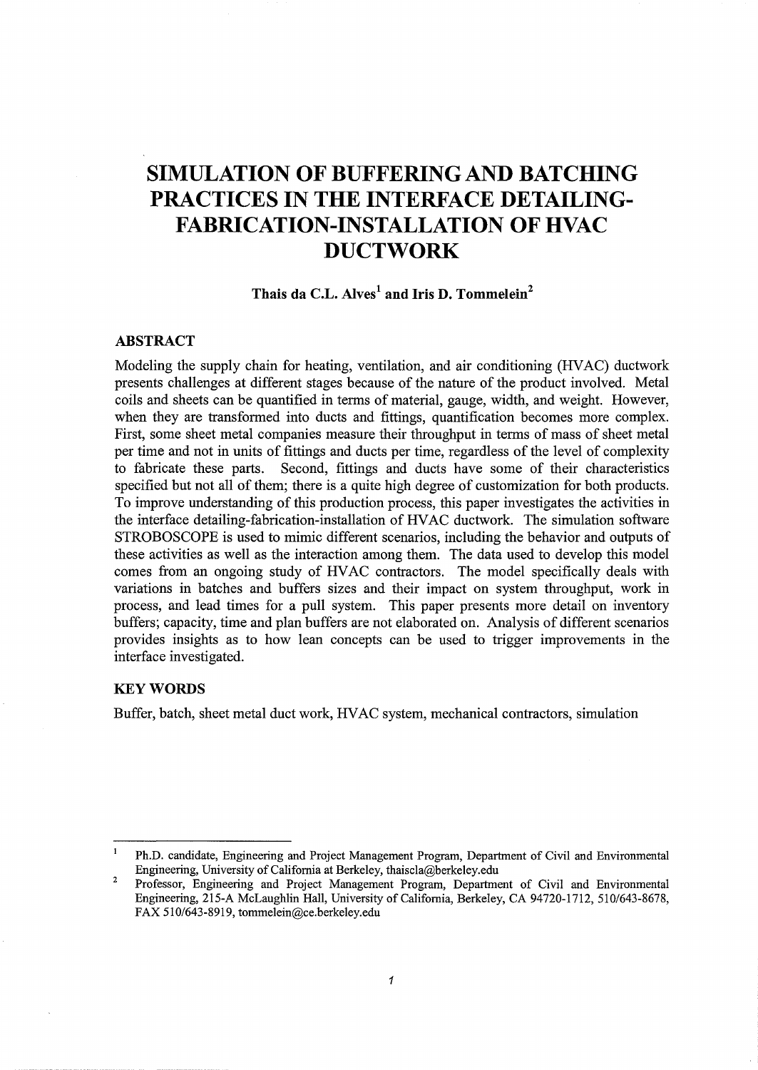# SIMULATION OF BUFFERING AND BATCHING PRACTICES IN THE INTERFACE DETAILING-FABRICATION-INSTALLATION OF HVAC DUCTWORK

**Thais da C.L. Alves[1] and Iris D. Tommelein[2]**

## ABSTRACT

Modeling the supply chain for heating, ventilation, and air conditioning (HVAC) ductwork presents challenges at different stages because of the nature of the product involved. Metal coils and sheets can be quantified in terms of material, gauge, width, and weight. However, when they are transformed into ducts and fittings, quantification becomes more complex. First, some sheet metal companies measure their throughput in terms of mass of sheet metal per time and not in units of fittings and ducts per time, regardless of the level of complexity to fabricate these parts. Second, fittings and ducts have some of their characteristics specified but not all of them; there is a quite high degree of customization for both products. To improve understanding of this production process, this paper investigates the activities in the interface detailing-fabrication-installation of HVAC ductwork. The simulation software STROBOSCOPE is used to mimic different scenarios, including the behavior and outputs of these activities as well as the interaction among them. The data used to develop this model comes from an ongoing study of HVAC contractors. The model specifically deals with variations in batches and buffers sizes and their impact on system throughput, work in process, and lead times for a pull system. This paper presents more detail on inventory buffers; capacity, time and plan buffers are not elaborated on. Analysis of different scenarios provides insights as to how lean concepts can be used to trigger improvements in the interface investigated.

## KEY WORDS

Buffer, batch, sheet metal duct work, HVAC system, mechanical contractors, simulation

---

[1] Ph.D. candidate, Engineering and Project Management Program, Department of Civil and Environmental Engineering, University of California at Berkeley, thaiscla@berkeley.edu

[2] Professor, Engineering and Project Management Program, Department of Civil and Environmental Engineering, 215-A McLaughlin Hall, University of California, Berkeley, CA 94720-1712, 510/643-8678, FAX 510/643-8919, tommelein@ce.berkeley.edu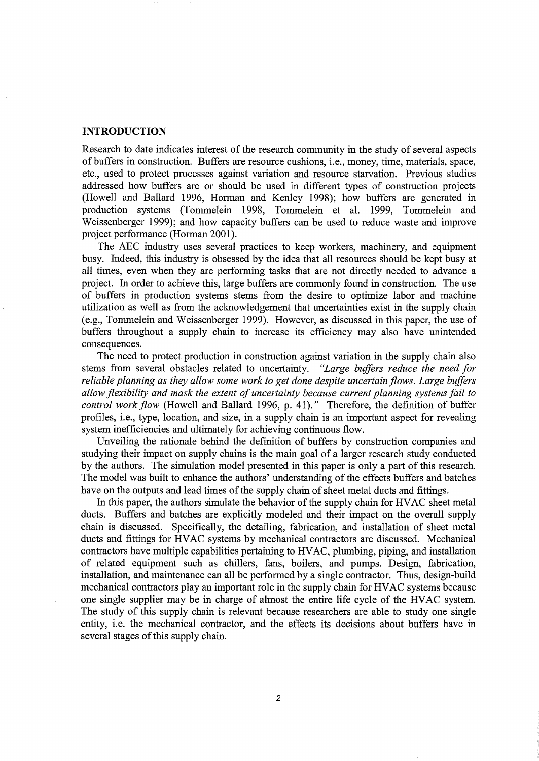## INTRODUCTION

Research to date indicates interest of the research community in the study of several aspects of buffers in construction. Buffers are resource cushions, i.e., money, time, materials, space, etc., used to protect processes against variation and resource starvation. Previous studies addressed how buffers are or should be used in different types of construction projects (Howell and Ballard 1996, Horman and Kenley 1998); how buffers are generated in production systems (Tommelein 1998, Tommelein et al. 1999, Tommelein and Weissenberger 1999); and how capacity buffers can be used to reduce waste and improve project performance (Horman 2001).

The AEC industry uses several practices to keep workers, machinery, and equipment busy. Indeed, this industry is obsessed by the idea that all resources should be kept busy at all times, even when they are performing tasks that are not directly needed to advance a project. In order to achieve this, large buffers are commonly found in construction. The use of buffers in production systems stems from the desire to optimize labor and machine utilization as well as from the acknowledgement that uncertainties exist in the supply chain (e.g., Tommelein and Weissenberger 1999). However, as discussed in this paper, the use of buffers throughout a supply chain to increase its efficiency may also have unintended consequences.

The need to protect production in construction against variation in the supply chain also stems from several obstacles related to uncertainty. *"Large buffers reduce the need for reliable planning as they allow some work to get done despite uncertain flows. Large buffers allow flexibility and mask the extent of uncertainty because current planning systems fail to control work flow* (Howell and Ballard 1996, p. 41)." Therefore, the definition of buffer profiles, i.e., type, location, and size, in a supply chain is an important aspect for revealing system inefficiencies and ultimately for achieving continuous flow.

Unveiling the rationale behind the definition of buffers by construction companies and studying their impact on supply chains is the main goal of a larger research study conducted by the authors. The simulation model presented in this paper is only a part of this research. The model was built to enhance the authors' understanding of the effects buffers and batches have on the outputs and lead times of the supply chain of sheet metal ducts and fittings.

In this paper, the authors simulate the behavior of the supply chain for HVAC sheet metal ducts. Buffers and batches are explicitly modeled and their impact on the overall supply chain is discussed. Specifically, the detailing, fabrication, and installation of sheet metal ducts and fittings for HVAC systems by mechanical contractors are discussed. Mechanical contractors have multiple capabilities pertaining to HVAC, plumbing, piping, and installation of related equipment such as chillers, fans, boilers, and pumps. Design, fabrication, installation, and maintenance can all be performed by a single contractor. Thus, design-build mechanical contractors play an important role in the supply chain for HVAC systems because one single supplier may be in charge of almost the entire life cycle of the HVAC system. The study of this supply chain is relevant because researchers are able to study one single entity, i.e. the mechanical contractor, and the effects its decisions about buffers have in several stages of this supply chain.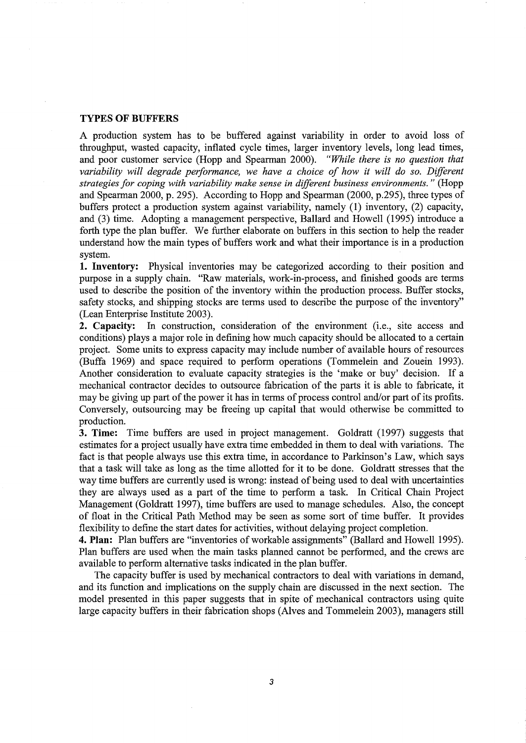## TYPES OF BUFFERS

A production system has to be buffered against variability in order to avoid loss of throughput, wasted capacity, inflated cycle times, larger inventory levels, long lead times, and poor customer service (Hopp and Spearman 2000). *"While there is no question that variability will degrade performance, we have a choice of how it will do so. Different strategies for coping with variability make sense in different business environments."* (Hopp and Spearman 2000, p. 295). According to Hopp and Spearman (2000, p.295), three types of buffers protect a production system against variability, namely (1) inventory, (2) capacity, and (3) time. Adopting a management perspective, Ballard and Howell (1995) introduce a forth type the plan buffer. We further elaborate on buffers in this section to help the reader understand how the main types of buffers work and what their importance is in a production system.

**1. Inventory:** Physical inventories may be categorized according to their position and purpose in a supply chain. "Raw materials, work-in-process, and finished goods are terms used to describe the position of the inventory within the production process. Buffer stocks, safety stocks, and shipping stocks are terms used to describe the purpose of the inventory" (Lean Enterprise Institute 2003).

**2. Capacity:** In construction, consideration of the environment (i.e., site access and conditions) plays a major role in defining how much capacity should be allocated to a certain project. Some units to express capacity may include number of available hours of resources (Buffa 1969) and space required to perform operations (Tommelein and Zouein 1993). Another consideration to evaluate capacity strategies is the 'make or buy' decision. If a mechanical contractor decides to outsource fabrication of the parts it is able to fabricate, it may be giving up part of the power it has in terms of process control and/or part of its profits. Conversely, outsourcing may be freeing up capital that would otherwise be committed to production.

**3. Time:** Time buffers are used in project management. Goldratt (1997) suggests that estimates for a project usually have extra time embedded in them to deal with variations. The fact is that people always use this extra time, in accordance to Parkinson's Law, which says that a task will take as long as the time allotted for it to be done. Goldratt stresses that the way time buffers are currently used is wrong: instead of being used to deal with uncertainties they are always used as a part of the time to perform a task. In Critical Chain Project Management (Goldratt 1997), time buffers are used to manage schedules. Also, the concept of float in the Critical Path Method may be seen as some sort of time buffer. It provides flexibility to define the start dates for activities, without delaying project completion.

**4. Plan:** Plan buffers are "inventories of workable assignments" (Ballard and Howell 1995). Plan buffers are used when the main tasks planned cannot be performed, and the crews are available to perform alternative tasks indicated in the plan buffer.

The capacity buffer is used by mechanical contractors to deal with variations in demand, and its function and implications on the supply chain are discussed in the next section. The model presented in this paper suggests that in spite of mechanical contractors using quite large capacity buffers in their fabrication shops (Alves and Tommelein 2003), managers still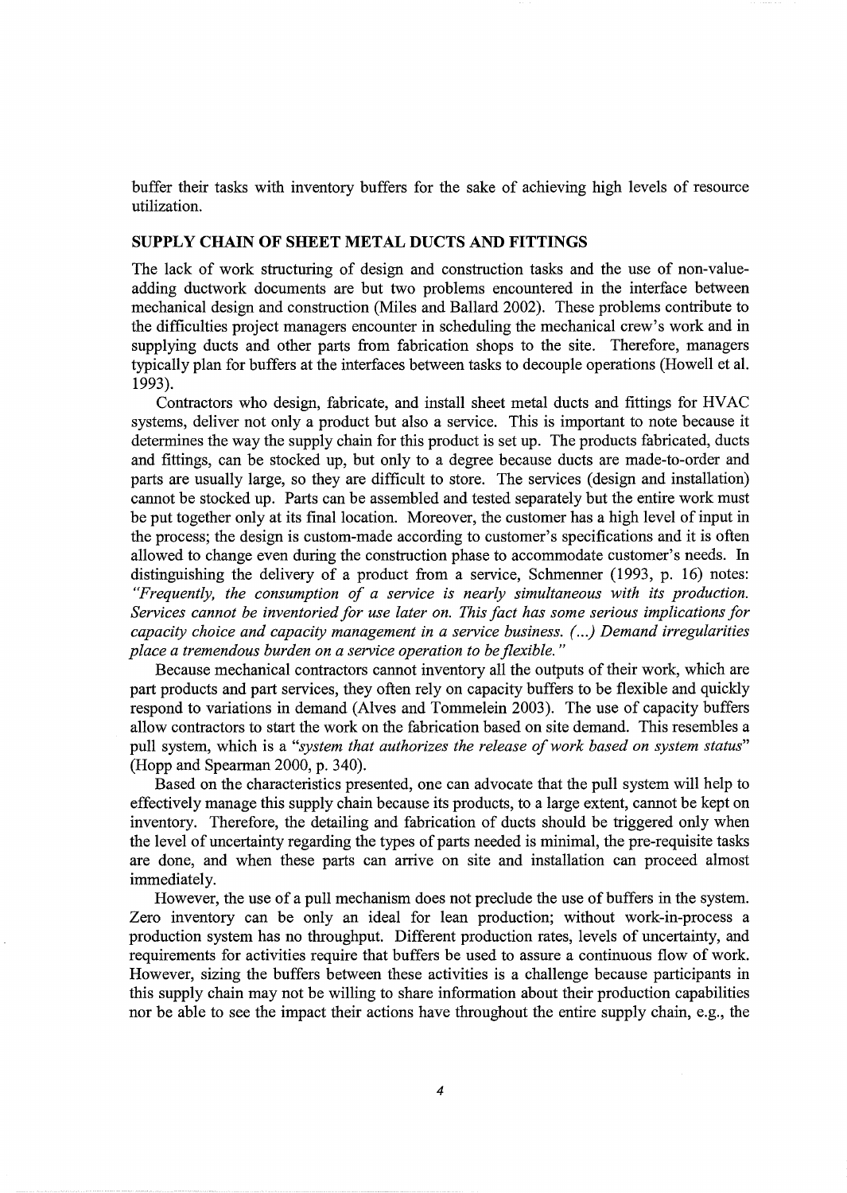buffer their tasks with inventory buffers for the sake of achieving high levels of resource utilization.

## SUPPLY CHAIN OF SHEET METAL DUCTS AND FITTINGS

The lack of work structuring of design and construction tasks and the use of non-value-adding ductwork documents are but two problems encountered in the interface between mechanical design and construction (Miles and Ballard 2002). These problems contribute to the difficulties project managers encounter in scheduling the mechanical crew's work and in supplying ducts and other parts from fabrication shops to the site. Therefore, managers typically plan for buffers at the interfaces between tasks to decouple operations (Howell et al. 1993).

Contractors who design, fabricate, and install sheet metal ducts and fittings for HVAC systems, deliver not only a product but also a service. This is important to note because it determines the way the supply chain for this product is set up. The products fabricated, ducts and fittings, can be stocked up, but only to a degree because ducts are made-to-order and parts are usually large, so they are difficult to store. The services (design and installation) cannot be stocked up. Parts can be assembled and tested separately but the entire work must be put together only at its final location. Moreover, the customer has a high level of input in the process; the design is custom-made according to customer's specifications and it is often allowed to change even during the construction phase to accommodate customer's needs. In distinguishing the delivery of a product from a service, Schmenner (1993, p. 16) notes: *"Frequently, the consumption of a service is nearly simultaneous with its production. Services cannot be inventoried for use later on. This fact has some serious implications for capacity choice and capacity management in a service business. (...) Demand irregularities place a tremendous burden on a service operation to be flexible."*

Because mechanical contractors cannot inventory all the outputs of their work, which are part products and part services, they often rely on capacity buffers to be flexible and quickly respond to variations in demand (Alves and Tommelein 2003). The use of capacity buffers allow contractors to start the work on the fabrication based on site demand. This resembles a pull system, which is a *"system that authorizes the release of work based on system status"* (Hopp and Spearman 2000, p. 340).

Based on the characteristics presented, one can advocate that the pull system will help to effectively manage this supply chain because its products, to a large extent, cannot be kept on inventory. Therefore, the detailing and fabrication of ducts should be triggered only when the level of uncertainty regarding the types of parts needed is minimal, the pre-requisite tasks are done, and when these parts can arrive on site and installation can proceed almost immediately.

However, the use of a pull mechanism does not preclude the use of buffers in the system. Zero inventory can be only an ideal for lean production; without work-in-process a production system has no throughput. Different production rates, levels of uncertainty, and requirements for activities require that buffers be used to assure a continuous flow of work. However, sizing the buffers between these activities is a challenge because participants in this supply chain may not be willing to share information about their production capabilities nor be able to see the impact their actions have throughout the entire supply chain, e.g., the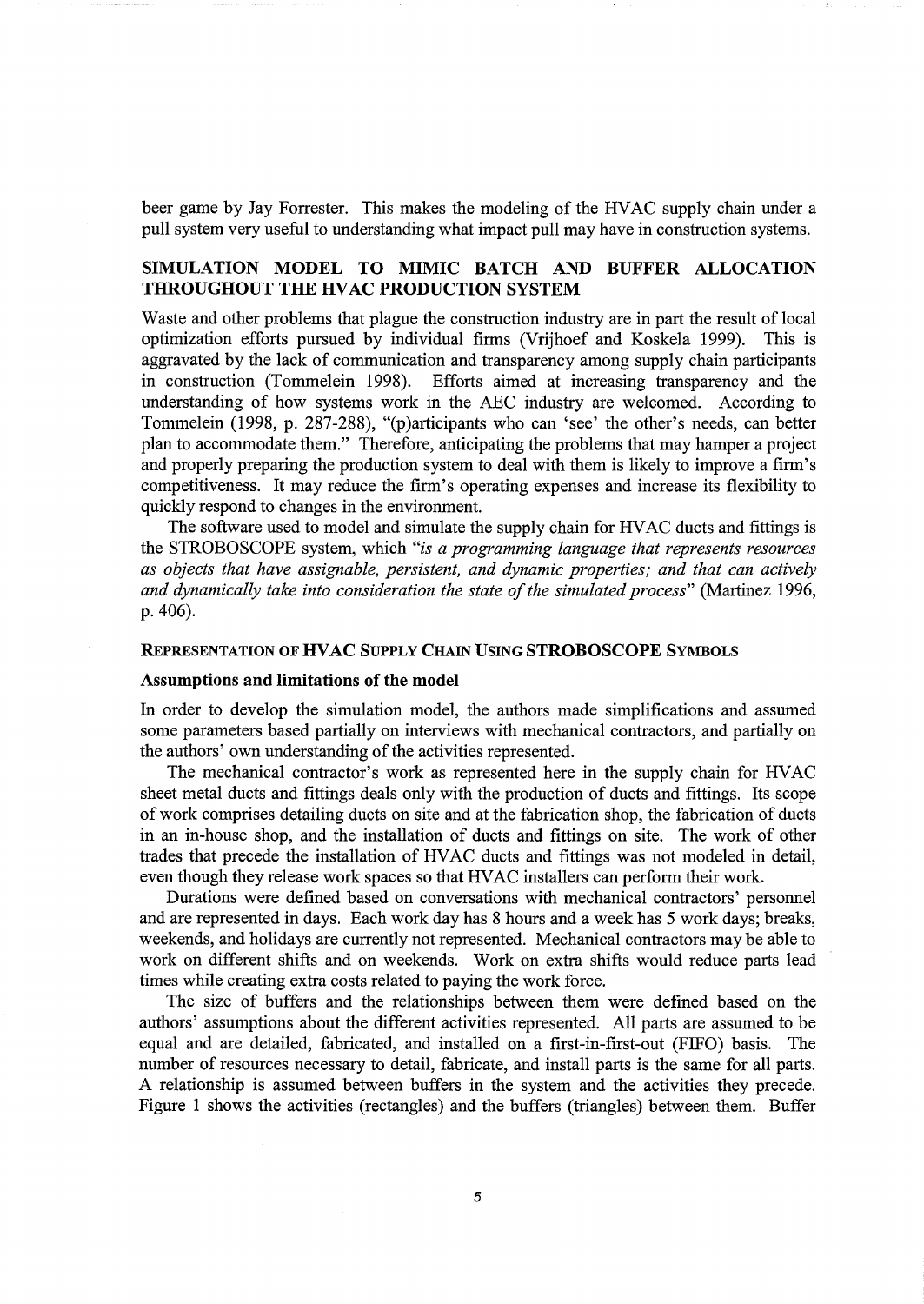beer game by Jay Forrester. This makes the modeling of the HVAC supply chain under a pull system very useful to understanding what impact pull may have in construction systems.

## SIMULATION MODEL TO MIMIC BATCH AND BUFFER ALLOCATION THROUGHOUT THE HVAC PRODUCTION SYSTEM

Waste and other problems that plague the construction industry are in part the result of local optimization efforts pursued by individual firms (Vrijhoef and Koskela 1999). This is aggravated by the lack of communication and transparency among supply chain participants in construction (Tommelein 1998). Efforts aimed at increasing transparency and the understanding of how systems work in the AEC industry are welcomed. According to Tommelein (1998, p. 287-288), "(p)articipants who can 'see' the other's needs, can better plan to accommodate them." Therefore, anticipating the problems that may hamper a project and properly preparing the production system to deal with them is likely to improve a firm's competitiveness. It may reduce the firm's operating expenses and increase its flexibility to quickly respond to changes in the environment.

The software used to model and simulate the supply chain for HVAC ducts and fittings is the STROBOSCOPE system, which *"is a programming language that represents resources as objects that have assignable, persistent, and dynamic properties; and that can actively and dynamically take into consideration the state of the simulated process"* (Martinez 1996, p. 406).

### REPRESENTATION OF HVAC SUPPLY CHAIN USING STROBOSCOPE SYMBOLS

#### Assumptions and limitations of the model

In order to develop the simulation model, the authors made simplifications and assumed some parameters based partially on interviews with mechanical contractors, and partially on the authors' own understanding of the activities represented.

The mechanical contractor's work as represented here in the supply chain for HVAC sheet metal ducts and fittings deals only with the production of ducts and fittings. Its scope of work comprises detailing ducts on site and at the fabrication shop, the fabrication of ducts in an in-house shop, and the installation of ducts and fittings on site. The work of other trades that precede the installation of HVAC ducts and fittings was not modeled in detail, even though they release work spaces so that HVAC installers can perform their work.

Durations were defined based on conversations with mechanical contractors' personnel and are represented in days. Each work day has 8 hours and a week has 5 work days; breaks, weekends, and holidays are currently not represented. Mechanical contractors may be able to work on different shifts and on weekends. Work on extra shifts would reduce parts lead times while creating extra costs related to paying the work force.

The size of buffers and the relationships between them were defined based on the authors' assumptions about the different activities represented. All parts are assumed to be equal and are detailed, fabricated, and installed on a first-in-first-out (FIFO) basis. The number of resources necessary to detail, fabricate, and install parts is the same for all parts. A relationship is assumed between buffers in the system and the activities they precede. Figure 1 shows the activities (rectangles) and the buffers (triangles) between them. Buffer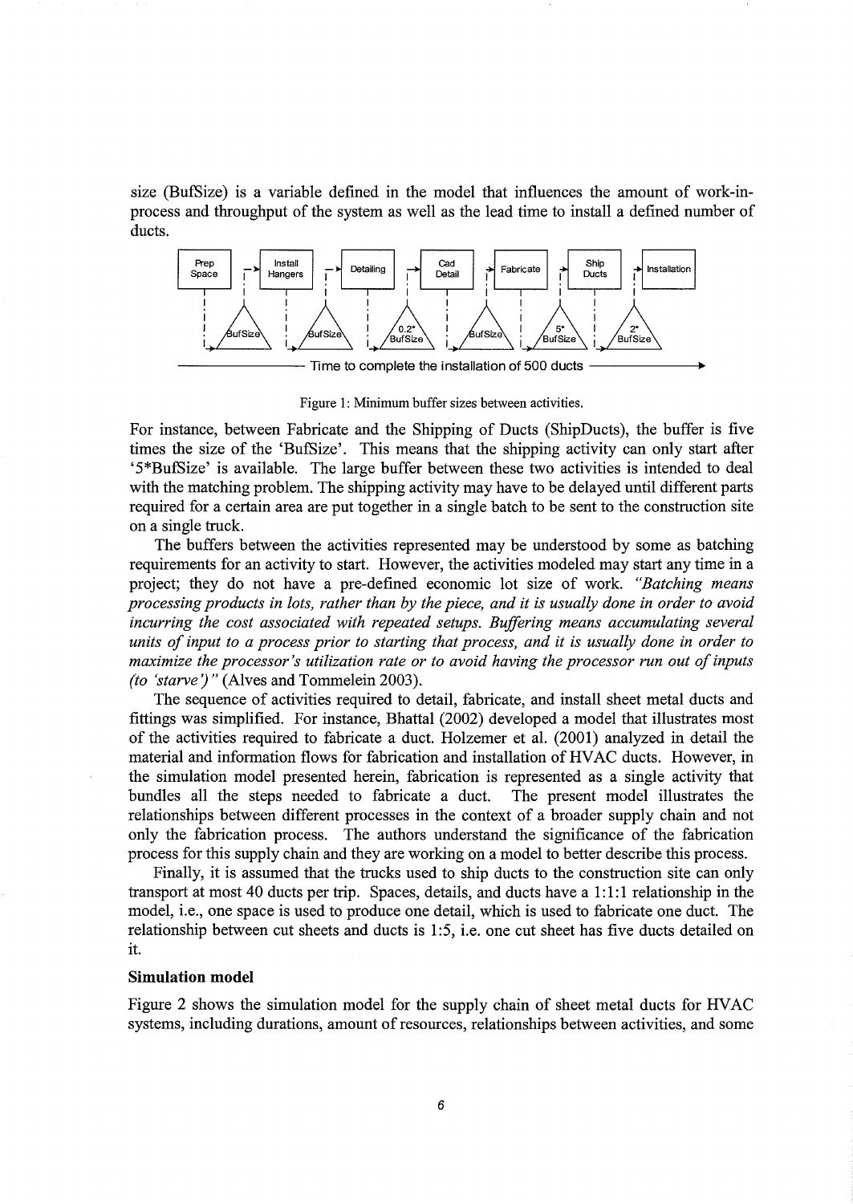size (BufSize) is a variable defined in the model that influences the amount of work-in-process and throughput of the system as well as the lead time to install a defined number of ducts.

Prep Space
Install Hangers
Detailing
Cad Detail
Fabricate
Ship Ducts
Installation
BufSize
BufSize
0.2* BufSize
BufSize
5* BufSize
2* BufSize
Time to complete the installation of 500 ducts

Figure 1: Minimum buffer sizes between activities.

For instance, between Fabricate and the Shipping of Ducts (ShipDucts), the buffer is five times the size of the 'BufSize'. This means that the shipping activity can only start after '5*BufSize' is available. The large buffer between these two activities is intended to deal with the matching problem. The shipping activity may have to be delayed until different parts required for a certain area are put together in a single batch to be sent to the construction site on a single truck.

The buffers between the activities represented may be understood by some as batching requirements for an activity to start. However, the activities modeled may start any time in a project; they do not have a pre-defined economic lot size of work. *"Batching means processing products in lots, rather than by the piece, and it is usually done in order to avoid incurring the cost associated with repeated setups. Buffering means accumulating several units of input to a process prior to starting that process, and it is usually done in order to maximize the processor's utilization rate or to avoid having the processor run out of inputs (to 'starve')"* (Alves and Tommelein 2003).

The sequence of activities required to detail, fabricate, and install sheet metal ducts and fittings was simplified. For instance, Bhattal (2002) developed a model that illustrates most of the activities required to fabricate a duct. Holzemer et al. (2001) analyzed in detail the material and information flows for fabrication and installation of HVAC ducts. However, in the simulation model presented herein, fabrication is represented as a single activity that bundles all the steps needed to fabricate a duct. The present model illustrates the relationships between different processes in the context of a broader supply chain and not only the fabrication process. The authors understand the significance of the fabrication process for this supply chain and they are working on a model to better describe this process.

Finally, it is assumed that the trucks used to ship ducts to the construction site can only transport at most 40 ducts per trip. Spaces, details, and ducts have a 1:1:1 relationship in the model, i.e., one space is used to produce one detail, which is used to fabricate one duct. The relationship between cut sheets and ducts is 1:5, i.e. one cut sheet has five ducts detailed on it.

## Simulation model

Figure 2 shows the simulation model for the supply chain of sheet metal ducts for HVAC systems, including durations, amount of resources, relationships between activities, and some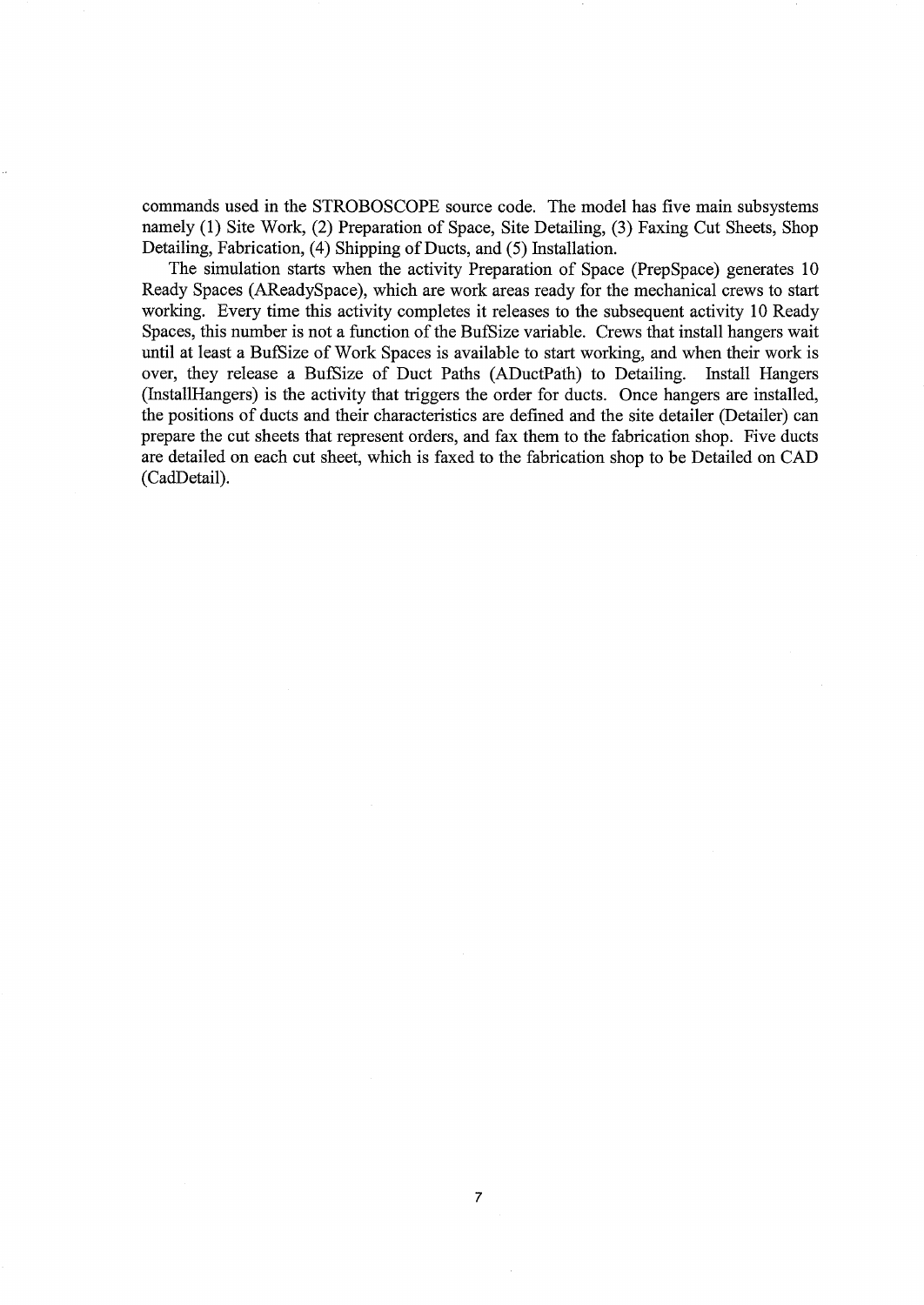commands used in the STROBOSCOPE source code. The model has five main subsystems namely (1) Site Work, (2) Preparation of Space, Site Detailing, (3) Faxing Cut Sheets, Shop Detailing, Fabrication, (4) Shipping of Ducts, and (5) Installation.

The simulation starts when the activity Preparation of Space (PrepSpace) generates 10 Ready Spaces (AReadySpace), which are work areas ready for the mechanical crews to start working. Every time this activity completes it releases to the subsequent activity 10 Ready Spaces, this number is not a function of the BufSize variable. Crews that install hangers wait until at least a BufSize of Work Spaces is available to start working, and when their work is over, they release a BufSize of Duct Paths (ADuctPath) to Detailing. Install Hangers (InstallHangers) is the activity that triggers the order for ducts. Once hangers are installed, the positions of ducts and their characteristics are defined and the site detailer (Detailer) can prepare the cut sheets that represent orders, and fax them to the fabrication shop. Five ducts are detailed on each cut sheet, which is faxed to the fabrication shop to be Detailed on CAD (CadDetail).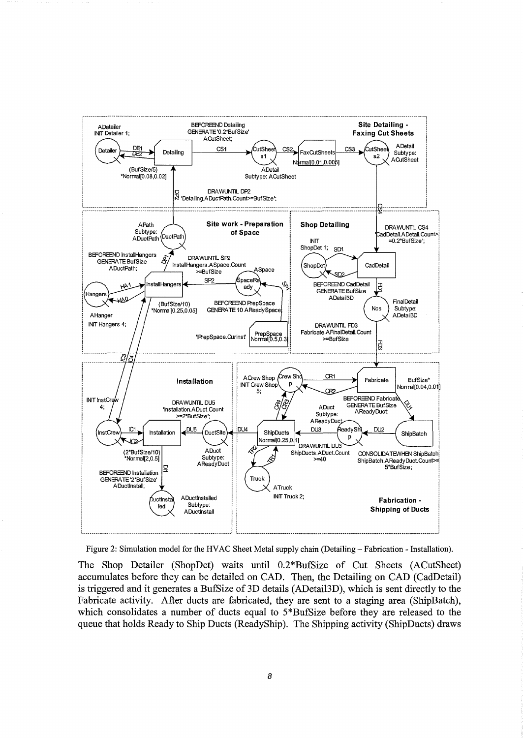Figure 2: Simulation model for the HVAC Sheet Metal supply chain (Detailing – Fabrication - Installation).

The Shop Detailer (ShopDet) waits until 0.2*BufSize of Cut Sheets (ACutSheet) accumulates before they can be detailed on CAD. Then, the Detailing on CAD (CadDetail) is triggered and it generates a BufSize of 3D details (ADetail3D), which is sent directly to the Fabricate activity. After ducts are fabricated, they are sent to a staging area (ShipBatch), which consolidates a number of ducts equal to 5*BufSize before they are released to the queue that holds Ready to Ship Ducts (ReadyShip). The Shipping activity (ShipDucts) draws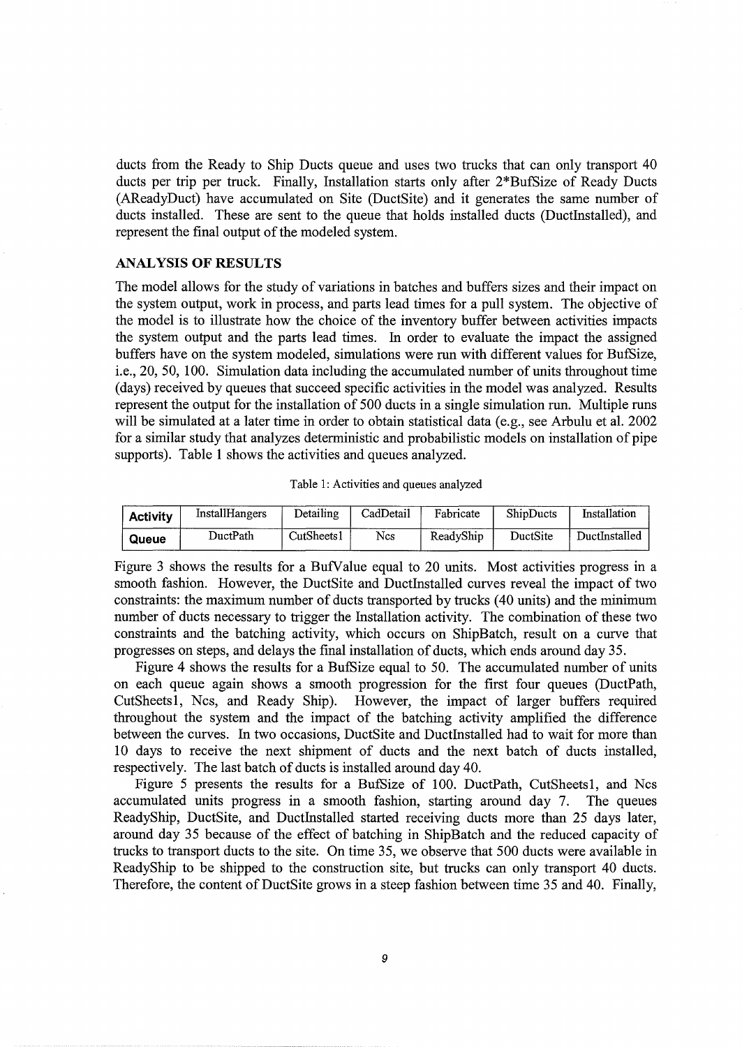ducts from the Ready to Ship Ducts queue and uses two trucks that can only transport 40 ducts per trip per truck. Finally, Installation starts only after 2*BufSize of Ready Ducts (AReadyDuct) have accumulated on Site (DuctSite) and it generates the same number of ducts installed. These are sent to the queue that holds installed ducts (DuctInstalled), and represent the final output of the modeled system.

## ANALYSIS OF RESULTS

The model allows for the study of variations in batches and buffers sizes and their impact on the system output, work in process, and parts lead times for a pull system. The objective of the model is to illustrate how the choice of the inventory buffer between activities impacts the system output and the parts lead times. In order to evaluate the impact the assigned buffers have on the system modeled, simulations were run with different values for BufSize, i.e., 20, 50, 100. Simulation data including the accumulated number of units throughout time (days) received by queues that succeed specific activities in the model was analyzed. Results represent the output for the installation of 500 ducts in a single simulation run. Multiple runs will be simulated at a later time in order to obtain statistical data (e.g., see Arbulu et al. 2002 for a similar study that analyzes deterministic and probabilistic models on installation of pipe supports). Table 1 shows the activities and queues analyzed.

Table 1: Activities and queues analyzed

| **Activity** | InstallHangers | Detailing | CadDetail | Fabricate | ShipDucts | Installation |
|---|---|---|---|---|---|---|
| **Queue** | DuctPath | CutSheets1 | Ncs | ReadyShip | DuctSite | DuctInstalled |

Figure 3 shows the results for a BufValue equal to 20 units. Most activities progress in a smooth fashion. However, the DuctSite and DuctInstalled curves reveal the impact of two constraints: the maximum number of ducts transported by trucks (40 units) and the minimum number of ducts necessary to trigger the Installation activity. The combination of these two constraints and the batching activity, which occurs on ShipBatch, result on a curve that progresses on steps, and delays the final installation of ducts, which ends around day 35.

Figure 4 shows the results for a BufSize equal to 50. The accumulated number of units on each queue again shows a smooth progression for the first four queues (DuctPath, CutSheets1, Ncs, and Ready Ship). However, the impact of larger buffers required throughout the system and the impact of the batching activity amplified the difference between the curves. In two occasions, DuctSite and DuctInstalled had to wait for more than 10 days to receive the next shipment of ducts and the next batch of ducts installed, respectively. The last batch of ducts is installed around day 40.

Figure 5 presents the results for a BufSize of 100. DuctPath, CutSheets1, and Ncs accumulated units progress in a smooth fashion, starting around day 7. The queues ReadyShip, DuctSite, and DuctInstalled started receiving ducts more than 25 days later, around day 35 because of the effect of batching in ShipBatch and the reduced capacity of trucks to transport ducts to the site. On time 35, we observe that 500 ducts were available in ReadyShip to be shipped to the construction site, but trucks can only transport 40 ducts. Therefore, the content of DuctSite grows in a steep fashion between time 35 and 40. Finally,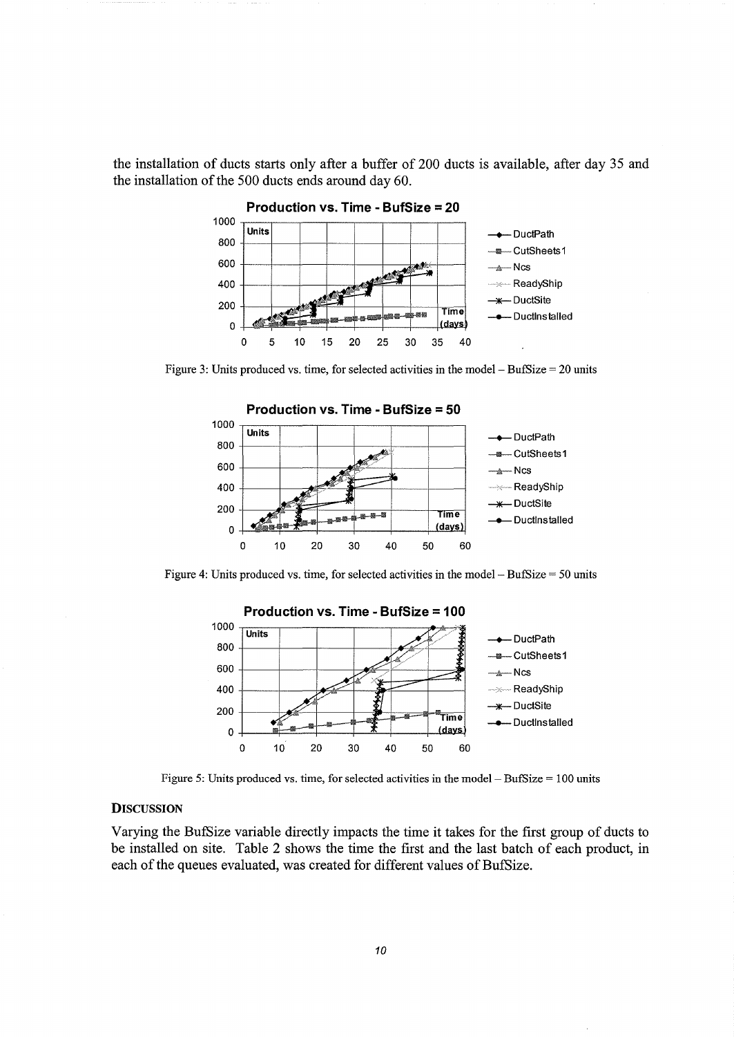the installation of ducts starts only after a buffer of 200 ducts is available, after day 35 and the installation of the 500 ducts ends around day 60.

Production vs. Time - BufSize = 20

Units

1000
800
600
400
200
0

0 5 10 15 20 25 30 35 40

Time (days)

DuctPath
CutSheets1
Ncs
ReadyShip
DuctSite
DuctInstalled

Figure 3: Units produced vs. time, for selected activities in the model – BufSize = 20 units

Production vs. Time - BufSize = 50

Units

1000
800
600
400
200
0

0 10 20 30 40 50 60

Time (days)

DuctPath
CutSheets1
Ncs
ReadyShip
DuctSite
DuctInstalled

Figure 4: Units produced vs. time, for selected activities in the model – BufSize = 50 units

Production vs. Time - BufSize = 100

Units

1000
800
600
400
200
0

0 10 20 30 40 50 60

Time (days)

DuctPath
CutSheets1
Ncs
ReadyShip
DuctSite
DuctInstalled

Figure 5: Units produced vs. time, for selected activities in the model – BufSize = 100 units

## DISCUSSION

Varying the BufSize variable directly impacts the time it takes for the first group of ducts to be installed on site. Table 2 shows the time the first and the last batch of each product, in each of the queues evaluated, was created for different values of BufSize.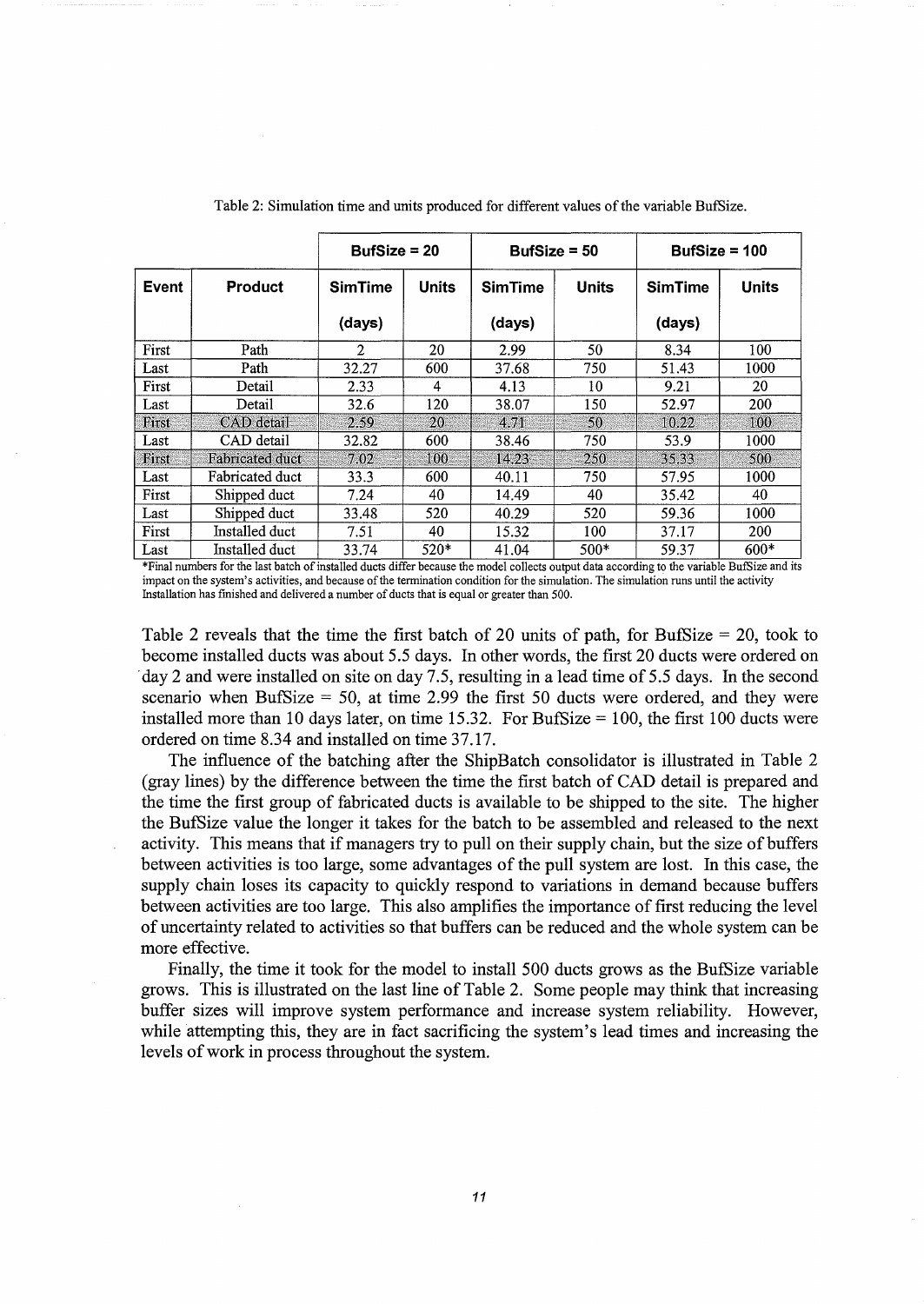Table 2: Simulation time and units produced for different values of the variable BufSize.

| | | BufSize = 20 | | BufSize = 50 | | BufSize = 100 | |
|---|---|---|---|---|---|---|---|
| **Event** | **Product** | **SimTime (days)** | **Units** | **SimTime (days)** | **Units** | **SimTime (days)** | **Units** |
| First | Path | 2 | 20 | 2.99 | 50 | 8.34 | 100 |
| Last | Path | 32.27 | 600 | 37.68 | 750 | 51.43 | 1000 |
| First | Detail | 2.33 | 4 | 4.13 | 10 | 9.21 | 20 |
| Last | Detail | 32.6 | 120 | 38.07 | 150 | 52.97 | 200 |
| First | CAD detail | 2.59 | 20 | 4.71 | 50 | 10.22 | 100 |
| Last | CAD detail | 32.82 | 600 | 38.46 | 750 | 53.9 | 1000 |
| First | Fabricated duct | 7.02 | 100 | 14.23 | 250 | 35.33 | 500 |
| Last | Fabricated duct | 33.3 | 600 | 40.11 | 750 | 57.95 | 1000 |
| First | Shipped duct | 7.24 | 40 | 14.49 | 40 | 35.42 | 40 |
| Last | Shipped duct | 33.48 | 520 | 40.29 | 520 | 59.36 | 1000 |
| First | Installed duct | 7.51 | 40 | 15.32 | 100 | 37.17 | 200 |
| Last | Installed duct | 33.74 | 520* | 41.04 | 500* | 59.37 | 600* |

*Final numbers for the last batch of installed ducts differ because the model collects output data according to the variable BufSize and its impact on the system's activities, and because of the termination condition for the simulation. The simulation runs until the activity Installation has finished and delivered a number of ducts that is equal or greater than 500.

Table 2 reveals that the time the first batch of 20 units of path, for BufSize = 20, took to become installed ducts was about 5.5 days. In other words, the first 20 ducts were ordered on day 2 and were installed on site on day 7.5, resulting in a lead time of 5.5 days. In the second scenario when BufSize = 50, at time 2.99 the first 50 ducts were ordered, and they were installed more than 10 days later, on time 15.32. For BufSize = 100, the first 100 ducts were ordered on time 8.34 and installed on time 37.17.

The influence of the batching after the ShipBatch consolidator is illustrated in Table 2 (gray lines) by the difference between the time the first batch of CAD detail is prepared and the time the first group of fabricated ducts is available to be shipped to the site. The higher the BufSize value the longer it takes for the batch to be assembled and released to the next activity. This means that if managers try to pull on their supply chain, but the size of buffers between activities is too large, some advantages of the pull system are lost. In this case, the supply chain loses its capacity to quickly respond to variations in demand because buffers between activities are too large. This also amplifies the importance of first reducing the level of uncertainty related to activities so that buffers can be reduced and the whole system can be more effective.

Finally, the time it took for the model to install 500 ducts grows as the BufSize variable grows. This is illustrated on the last line of Table 2. Some people may think that increasing buffer sizes will improve system performance and increase system reliability. However, while attempting this, they are in fact sacrificing the system's lead times and increasing the levels of work in process throughout the system.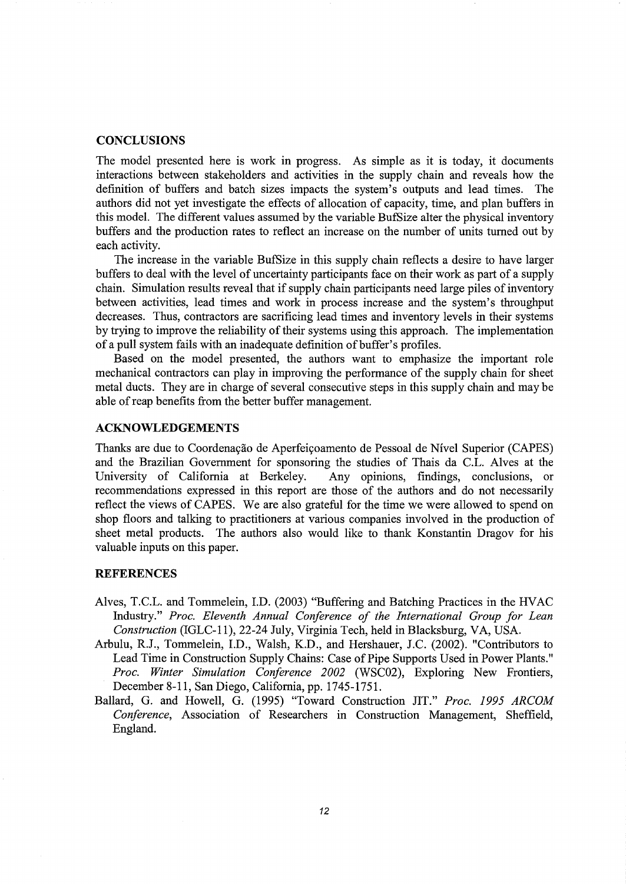## CONCLUSIONS

The model presented here is work in progress. As simple as it is today, it documents interactions between stakeholders and activities in the supply chain and reveals how the definition of buffers and batch sizes impacts the system's outputs and lead times. The authors did not yet investigate the effects of allocation of capacity, time, and plan buffers in this model. The different values assumed by the variable BufSize alter the physical inventory buffers and the production rates to reflect an increase on the number of units turned out by each activity.

The increase in the variable BufSize in this supply chain reflects a desire to have larger buffers to deal with the level of uncertainty participants face on their work as part of a supply chain. Simulation results reveal that if supply chain participants need large piles of inventory between activities, lead times and work in process increase and the system's throughput decreases. Thus, contractors are sacrificing lead times and inventory levels in their systems by trying to improve the reliability of their systems using this approach. The implementation of a pull system fails with an inadequate definition of buffer's profiles.

Based on the model presented, the authors want to emphasize the important role mechanical contractors can play in improving the performance of the supply chain for sheet metal ducts. They are in charge of several consecutive steps in this supply chain and may be able of reap benefits from the better buffer management.

## ACKNOWLEDGEMENTS

Thanks are due to Coordenação de Aperfeiçoamento de Pessoal de Nível Superior (CAPES) and the Brazilian Government for sponsoring the studies of Thais da C.L. Alves at the University of California at Berkeley. Any opinions, findings, conclusions, or recommendations expressed in this report are those of the authors and do not necessarily reflect the views of CAPES. We are also grateful for the time we were allowed to spend on shop floors and talking to practitioners at various companies involved in the production of sheet metal products. The authors also would like to thank Konstantin Dragov for his valuable inputs on this paper.

## REFERENCES

Alves, T.C.L. and Tommelein, I.D. (2003) "Buffering and Batching Practices in the HVAC Industry." *Proc. Eleventh Annual Conference of the International Group for Lean Construction* (IGLC-11), 22-24 July, Virginia Tech, held in Blacksburg, VA, USA.

Arbulu, R.J., Tommelein, I.D., Walsh, K.D., and Hershauer, J.C. (2002). "Contributors to Lead Time in Construction Supply Chains: Case of Pipe Supports Used in Power Plants." *Proc. Winter Simulation Conference 2002* (WSC02), Exploring New Frontiers, December 8-11, San Diego, California, pp. 1745-1751.

Ballard, G. and Howell, G. (1995) "Toward Construction JIT." *Proc. 1995 ARCOM Conference*, Association of Researchers in Construction Management, Sheffield, England.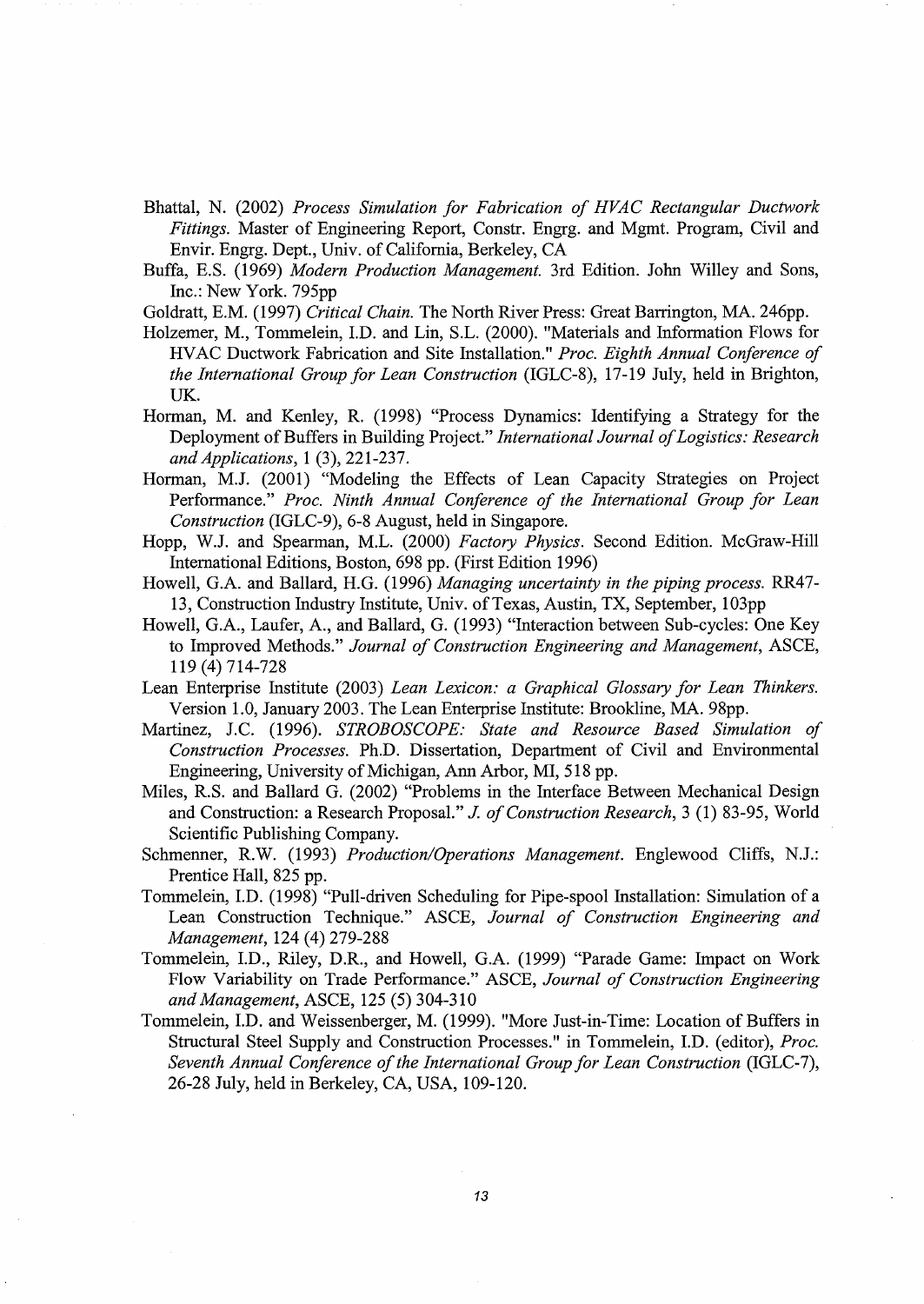Bhattal, N. (2002) *Process Simulation for Fabrication of HVAC Rectangular Ductwork Fittings.* Master of Engineering Report, Constr. Engrg. and Mgmt. Program, Civil and Envir. Engrg. Dept., Univ. of California, Berkeley, CA

Buffa, E.S. (1969) *Modern Production Management.* 3rd Edition. John Willey and Sons, Inc.: New York. 795pp

Goldratt, E.M. (1997) *Critical Chain.* The North River Press: Great Barrington, MA. 246pp.

Holzemer, M., Tommelein, I.D. and Lin, S.L. (2000). "Materials and Information Flows for HVAC Ductwork Fabrication and Site Installation." *Proc. Eighth Annual Conference of the International Group for Lean Construction* (IGLC-8), 17-19 July, held in Brighton, UK.

Horman, M. and Kenley, R. (1998) "Process Dynamics: Identifying a Strategy for the Deployment of Buffers in Building Project." *International Journal of Logistics: Research and Applications*, 1 (3), 221-237.

Horman, M.J. (2001) "Modeling the Effects of Lean Capacity Strategies on Project Performance." *Proc. Ninth Annual Conference of the International Group for Lean Construction* (IGLC-9), 6-8 August, held in Singapore.

Hopp, W.J. and Spearman, M.L. (2000) *Factory Physics.* Second Edition. McGraw-Hill International Editions, Boston, 698 pp. (First Edition 1996)

Howell, G.A. and Ballard, H.G. (1996) *Managing uncertainty in the piping process.* RR47-13, Construction Industry Institute, Univ. of Texas, Austin, TX, September, 103pp

Howell, G.A., Laufer, A., and Ballard, G. (1993) "Interaction between Sub-cycles: One Key to Improved Methods." *Journal of Construction Engineering and Management*, ASCE, 119 (4) 714-728

Lean Enterprise Institute (2003) *Lean Lexicon: a Graphical Glossary for Lean Thinkers.* Version 1.0, January 2003. The Lean Enterprise Institute: Brookline, MA. 98pp.

Martinez, J.C. (1996). *STROBOSCOPE: State and Resource Based Simulation of Construction Processes.* Ph.D. Dissertation, Department of Civil and Environmental Engineering, University of Michigan, Ann Arbor, MI, 518 pp.

Miles, R.S. and Ballard G. (2002) "Problems in the Interface Between Mechanical Design and Construction: a Research Proposal." *J. of Construction Research*, 3 (1) 83-95, World Scientific Publishing Company.

Schmenner, R.W. (1993) *Production/Operations Management.* Englewood Cliffs, N.J.: Prentice Hall, 825 pp.

Tommelein, I.D. (1998) "Pull-driven Scheduling for Pipe-spool Installation: Simulation of a Lean Construction Technique." ASCE, *Journal of Construction Engineering and Management*, 124 (4) 279-288

Tommelein, I.D., Riley, D.R., and Howell, G.A. (1999) "Parade Game: Impact on Work Flow Variability on Trade Performance." ASCE, *Journal of Construction Engineering and Management*, ASCE, 125 (5) 304-310

Tommelein, I.D. and Weissenberger, M. (1999). "More Just-in-Time: Location of Buffers in Structural Steel Supply and Construction Processes." in Tommelein, I.D. (editor), *Proc. Seventh Annual Conference of the International Group for Lean Construction* (IGLC-7), 26-28 July, held in Berkeley, CA, USA, 109-120.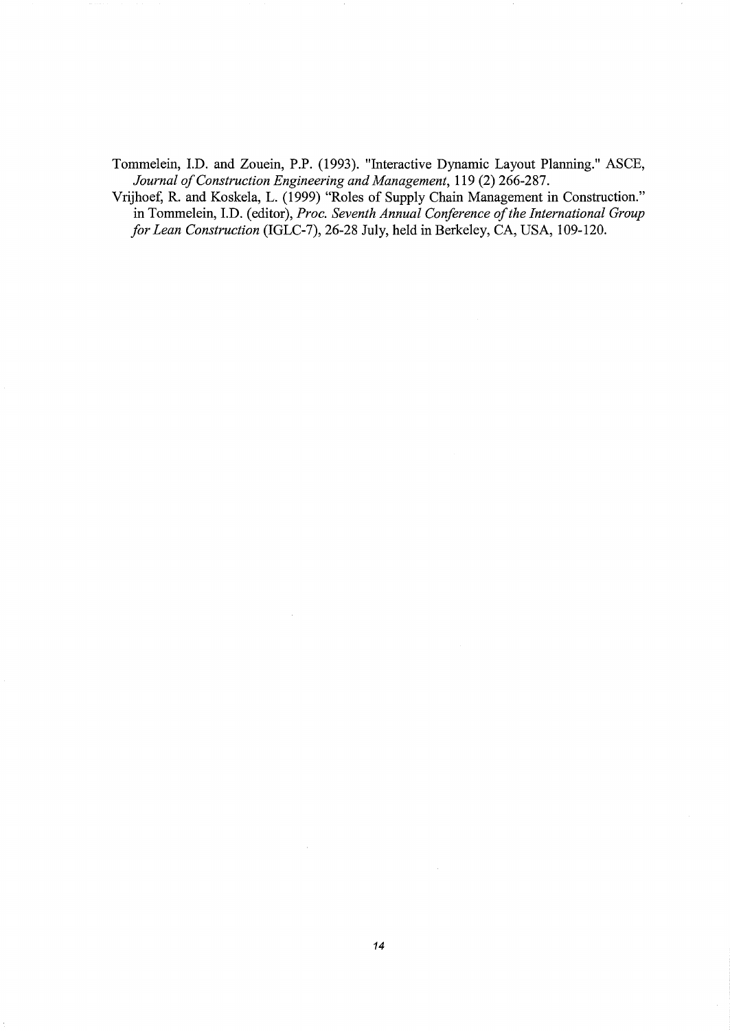Tommelein, I.D. and Zouein, P.P. (1993). "Interactive Dynamic Layout Planning." ASCE, *Journal of Construction Engineering and Management*, 119 (2) 266-287.

Vrijhoef, R. and Koskela, L. (1999) "Roles of Supply Chain Management in Construction." in Tommelein, I.D. (editor), *Proc. Seventh Annual Conference of the International Group for Lean Construction* (IGLC-7), 26-28 July, held in Berkeley, CA, USA, 109-120.